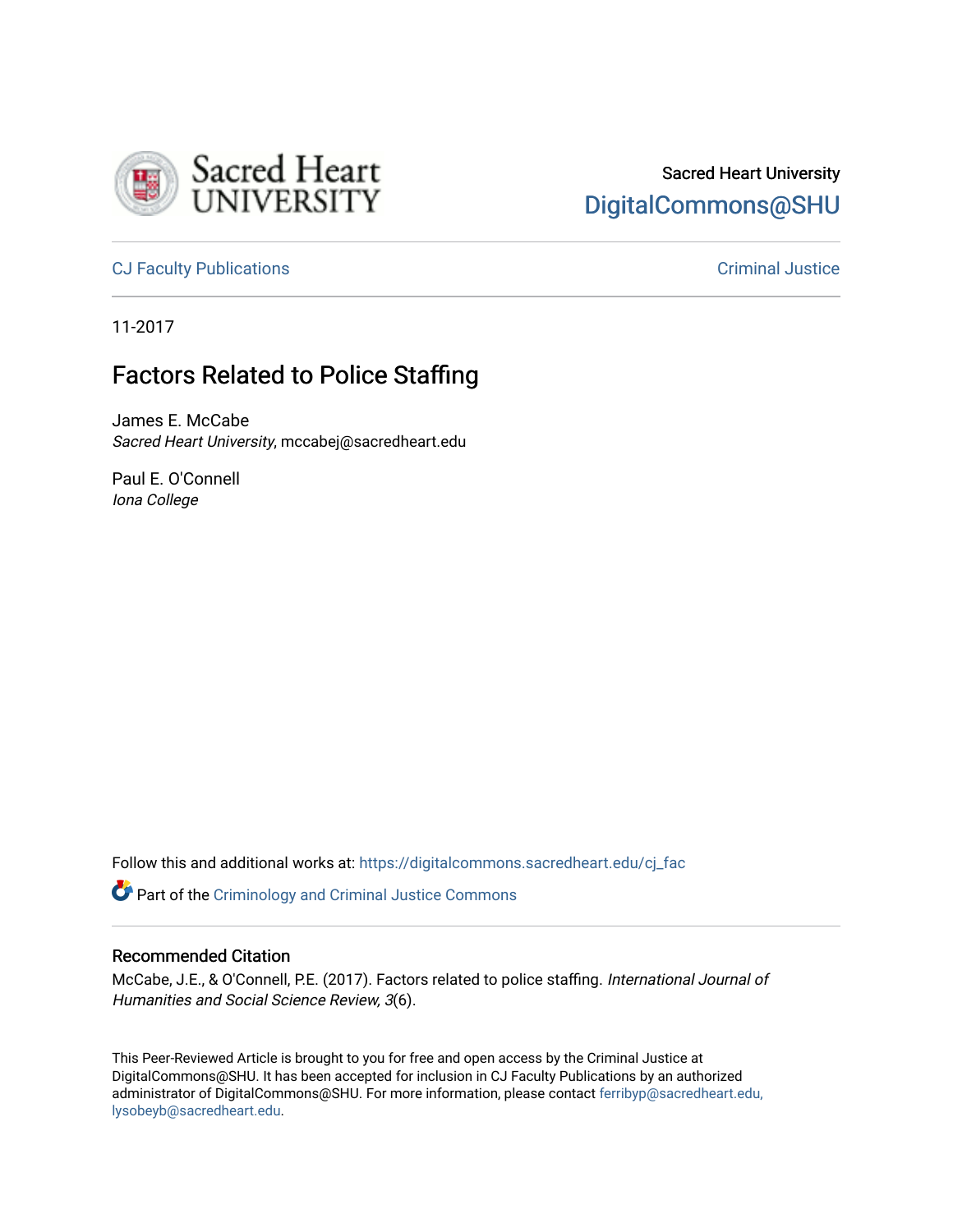Sacred Heart University

DigitalCommons@SHU

CJ Faculty Publications

Criminal Justice

11-2017

# Factors Related to Police Staffing

James E. McCabe
*Sacred Heart University*, mccabej@sacredheart.edu

Paul E. O'Connell
*Iona College*

Follow this and additional works at: https://digitalcommons.sacredheart.edu/cj_fac

Part of the Criminology and Criminal Justice Commons

## Recommended Citation

McCabe, J.E., & O'Connell, P.E. (2017). Factors related to police staffing. *International Journal of Humanities and Social Science Review, 3*(6).

This Peer-Reviewed Article is brought to you for free and open access by the Criminal Justice at DigitalCommons@SHU. It has been accepted for inclusion in CJ Faculty Publications by an authorized administrator of DigitalCommons@SHU. For more information, please contact ferribyp@sacredheart.edu, lysobeyb@sacredheart.edu.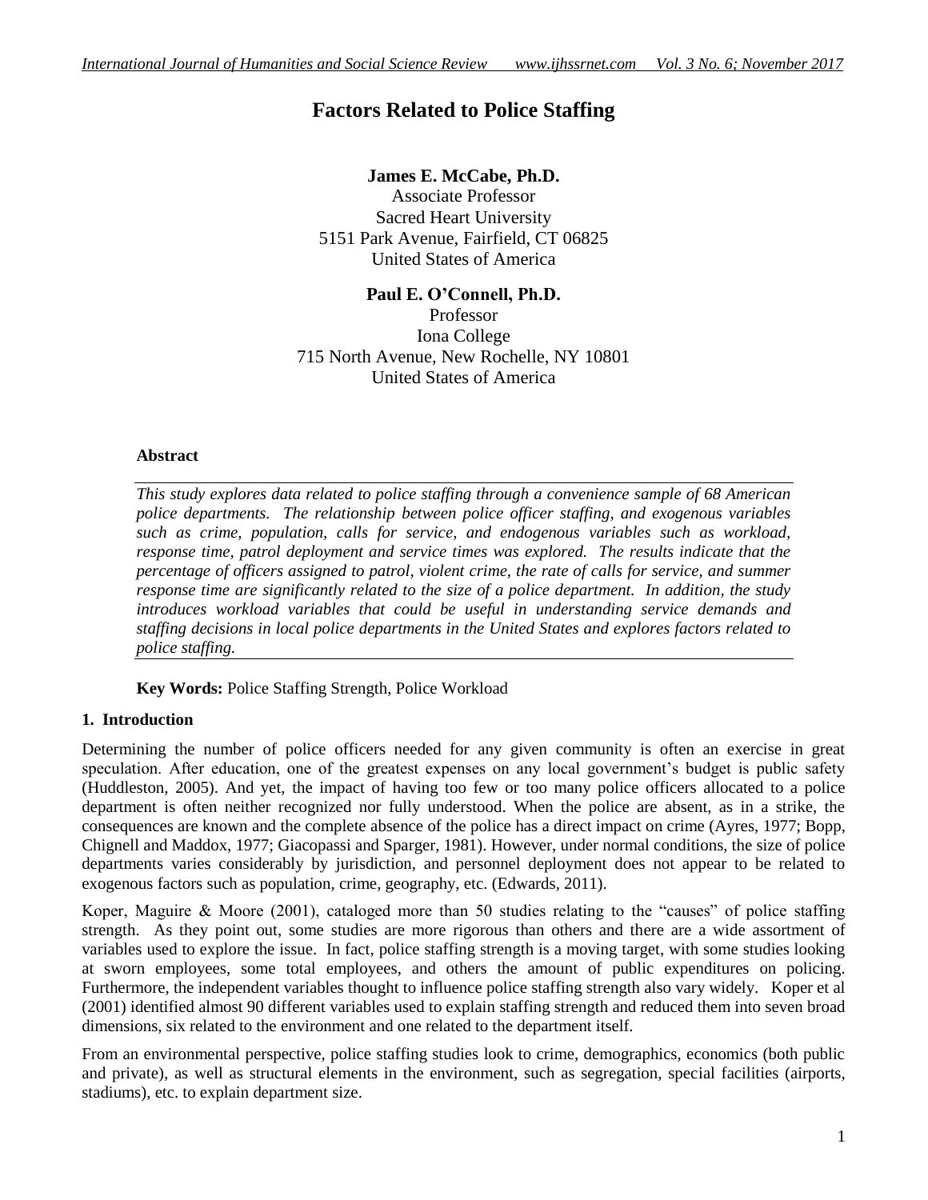# Factors Related to Police Staffing

**James E. McCabe, Ph.D.**
Associate Professor
Sacred Heart University
5151 Park Avenue, Fairfield, CT 06825
United States of America

**Paul E. O'Connell, Ph.D.**
Professor
Iona College
715 North Avenue, New Rochelle, NY 10801
United States of America

### Abstract

*This study explores data related to police staffing through a convenience sample of 68 American police departments. The relationship between police officer staffing, and exogenous variables such as crime, population, calls for service, and endogenous variables such as workload, response time, patrol deployment and service times was explored. The results indicate that the percentage of officers assigned to patrol, violent crime, the rate of calls for service, and summer response time are significantly related to the size of a police department. In addition, the study introduces workload variables that could be useful in understanding service demands and staffing decisions in local police departments in the United States and explores factors related to police staffing.*

**Key Words:** Police Staffing Strength, Police Workload

## 1. Introduction

Determining the number of police officers needed for any given community is often an exercise in great speculation. After education, one of the greatest expenses on any local government's budget is public safety (Huddleston, 2005). And yet, the impact of having too few or too many police officers allocated to a police department is often neither recognized nor fully understood. When the police are absent, as in a strike, the consequences are known and the complete absence of the police has a direct impact on crime (Ayres, 1977; Bopp, Chignell and Maddox, 1977; Giacopassi and Sparger, 1981). However, under normal conditions, the size of police departments varies considerably by jurisdiction, and personnel deployment does not appear to be related to exogenous factors such as population, crime, geography, etc. (Edwards, 2011).

Koper, Maguire & Moore (2001), cataloged more than 50 studies relating to the "causes" of police staffing strength. As they point out, some studies are more rigorous than others and there are a wide assortment of variables used to explore the issue. In fact, police staffing strength is a moving target, with some studies looking at sworn employees, some total employees, and others the amount of public expenditures on policing. Furthermore, the independent variables thought to influence police staffing strength also vary widely. Koper et al (2001) identified almost 90 different variables used to explain staffing strength and reduced them into seven broad dimensions, six related to the environment and one related to the department itself.

From an environmental perspective, police staffing studies look to crime, demographics, economics (both public and private), as well as structural elements in the environment, such as segregation, special facilities (airports, stadiums), etc. to explain department size.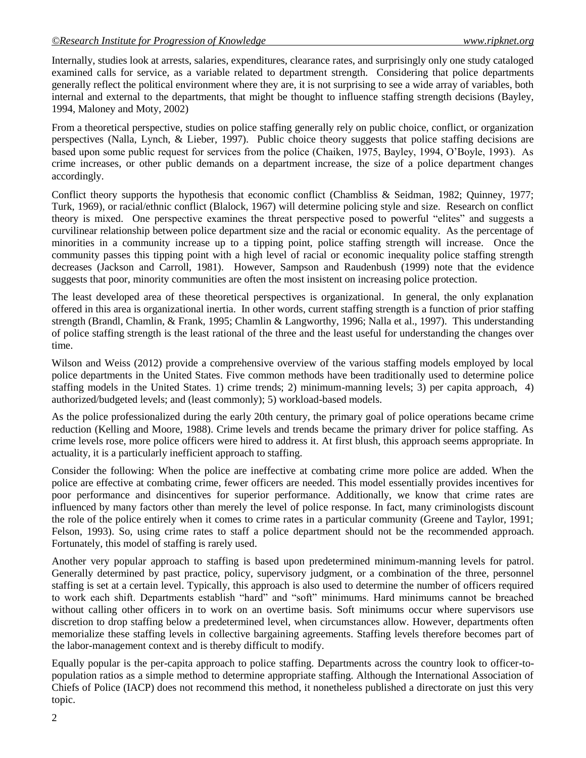Internally, studies look at arrests, salaries, expenditures, clearance rates, and surprisingly only one study cataloged examined calls for service, as a variable related to department strength. Considering that police departments generally reflect the political environment where they are, it is not surprising to see a wide array of variables, both internal and external to the departments, that might be thought to influence staffing strength decisions (Bayley, 1994, Maloney and Moty, 2002)

From a theoretical perspective, studies on police staffing generally rely on public choice, conflict, or organization perspectives (Nalla, Lynch, & Lieber, 1997). Public choice theory suggests that police staffing decisions are based upon some public request for services from the police (Chaiken, 1975, Bayley, 1994, O'Boyle, 1993). As crime increases, or other public demands on a department increase, the size of a police department changes accordingly.

Conflict theory supports the hypothesis that economic conflict (Chambliss & Seidman, 1982; Quinney, 1977; Turk, 1969), or racial/ethnic conflict (Blalock, 1967) will determine policing style and size. Research on conflict theory is mixed. One perspective examines the threat perspective posed to powerful "elites" and suggests a curvilinear relationship between police department size and the racial or economic equality. As the percentage of minorities in a community increase up to a tipping point, police staffing strength will increase. Once the community passes this tipping point with a high level of racial or economic inequality police staffing strength decreases (Jackson and Carroll, 1981). However, Sampson and Raudenbush (1999) note that the evidence suggests that poor, minority communities are often the most insistent on increasing police protection.

The least developed area of these theoretical perspectives is organizational. In general, the only explanation offered in this area is organizational inertia. In other words, current staffing strength is a function of prior staffing strength (Brandl, Chamlin, & Frank, 1995; Chamlin & Langworthy, 1996; Nalla et al., 1997). This understanding of police staffing strength is the least rational of the three and the least useful for understanding the changes over time.

Wilson and Weiss (2012) provide a comprehensive overview of the various staffing models employed by local police departments in the United States. Five common methods have been traditionally used to determine police staffing models in the United States. 1) crime trends; 2) minimum-manning levels; 3) per capita approach, 4) authorized/budgeted levels; and (least commonly); 5) workload-based models.

As the police professionalized during the early 20th century, the primary goal of police operations became crime reduction (Kelling and Moore, 1988). Crime levels and trends became the primary driver for police staffing. As crime levels rose, more police officers were hired to address it. At first blush, this approach seems appropriate. In actuality, it is a particularly inefficient approach to staffing.

Consider the following: When the police are ineffective at combating crime more police are added. When the police are effective at combating crime, fewer officers are needed. This model essentially provides incentives for poor performance and disincentives for superior performance. Additionally, we know that crime rates are influenced by many factors other than merely the level of police response. In fact, many criminologists discount the role of the police entirely when it comes to crime rates in a particular community (Greene and Taylor, 1991; Felson, 1993). So, using crime rates to staff a police department should not be the recommended approach. Fortunately, this model of staffing is rarely used.

Another very popular approach to staffing is based upon predetermined minimum-manning levels for patrol. Generally determined by past practice, policy, supervisory judgment, or a combination of the three, personnel staffing is set at a certain level. Typically, this approach is also used to determine the number of officers required to work each shift. Departments establish "hard" and "soft" minimums. Hard minimums cannot be breached without calling other officers in to work on an overtime basis. Soft minimums occur where supervisors use discretion to drop staffing below a predetermined level, when circumstances allow. However, departments often memorialize these staffing levels in collective bargaining agreements. Staffing levels therefore becomes part of the labor-management context and is thereby difficult to modify.

Equally popular is the per-capita approach to police staffing. Departments across the country look to officer-to-population ratios as a simple method to determine appropriate staffing. Although the International Association of Chiefs of Police (IACP) does not recommend this method, it nonetheless published a directorate on just this very topic.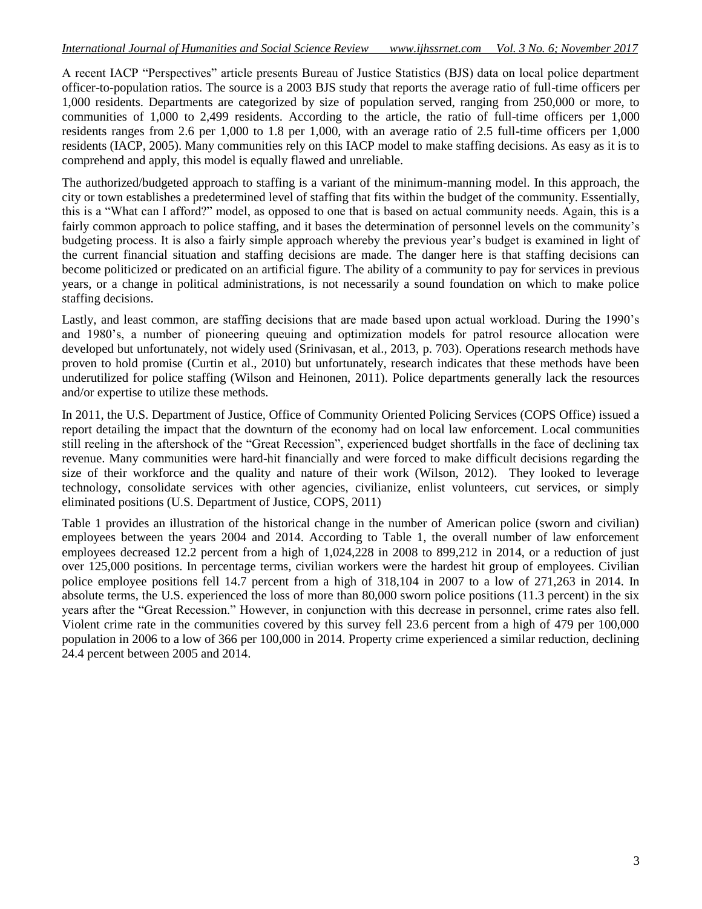A recent IACP "Perspectives" article presents Bureau of Justice Statistics (BJS) data on local police department officer-to-population ratios. The source is a 2003 BJS study that reports the average ratio of full-time officers per 1,000 residents. Departments are categorized by size of population served, ranging from 250,000 or more, to communities of 1,000 to 2,499 residents. According to the article, the ratio of full-time officers per 1,000 residents ranges from 2.6 per 1,000 to 1.8 per 1,000, with an average ratio of 2.5 full-time officers per 1,000 residents (IACP, 2005). Many communities rely on this IACP model to make staffing decisions. As easy as it is to comprehend and apply, this model is equally flawed and unreliable.

The authorized/budgeted approach to staffing is a variant of the minimum-manning model. In this approach, the city or town establishes a predetermined level of staffing that fits within the budget of the community. Essentially, this is a "What can I afford?" model, as opposed to one that is based on actual community needs. Again, this is a fairly common approach to police staffing, and it bases the determination of personnel levels on the community's budgeting process. It is also a fairly simple approach whereby the previous year's budget is examined in light of the current financial situation and staffing decisions are made. The danger here is that staffing decisions can become politicized or predicated on an artificial figure. The ability of a community to pay for services in previous years, or a change in political administrations, is not necessarily a sound foundation on which to make police staffing decisions.

Lastly, and least common, are staffing decisions that are made based upon actual workload. During the 1990's and 1980's, a number of pioneering queuing and optimization models for patrol resource allocation were developed but unfortunately, not widely used (Srinivasan, et al., 2013, p. 703). Operations research methods have proven to hold promise (Curtin et al., 2010) but unfortunately, research indicates that these methods have been underutilized for police staffing (Wilson and Heinonen, 2011). Police departments generally lack the resources and/or expertise to utilize these methods.

In 2011, the U.S. Department of Justice, Office of Community Oriented Policing Services (COPS Office) issued a report detailing the impact that the downturn of the economy had on local law enforcement. Local communities still reeling in the aftershock of the "Great Recession", experienced budget shortfalls in the face of declining tax revenue. Many communities were hard-hit financially and were forced to make difficult decisions regarding the size of their workforce and the quality and nature of their work (Wilson, 2012). They looked to leverage technology, consolidate services with other agencies, civilianize, enlist volunteers, cut services, or simply eliminated positions (U.S. Department of Justice, COPS, 2011)

Table 1 provides an illustration of the historical change in the number of American police (sworn and civilian) employees between the years 2004 and 2014. According to Table 1, the overall number of law enforcement employees decreased 12.2 percent from a high of 1,024,228 in 2008 to 899,212 in 2014, or a reduction of just over 125,000 positions. In percentage terms, civilian workers were the hardest hit group of employees. Civilian police employee positions fell 14.7 percent from a high of 318,104 in 2007 to a low of 271,263 in 2014. In absolute terms, the U.S. experienced the loss of more than 80,000 sworn police positions (11.3 percent) in the six years after the "Great Recession." However, in conjunction with this decrease in personnel, crime rates also fell. Violent crime rate in the communities covered by this survey fell 23.6 percent from a high of 479 per 100,000 population in 2006 to a low of 366 per 100,000 in 2014. Property crime experienced a similar reduction, declining 24.4 percent between 2005 and 2014.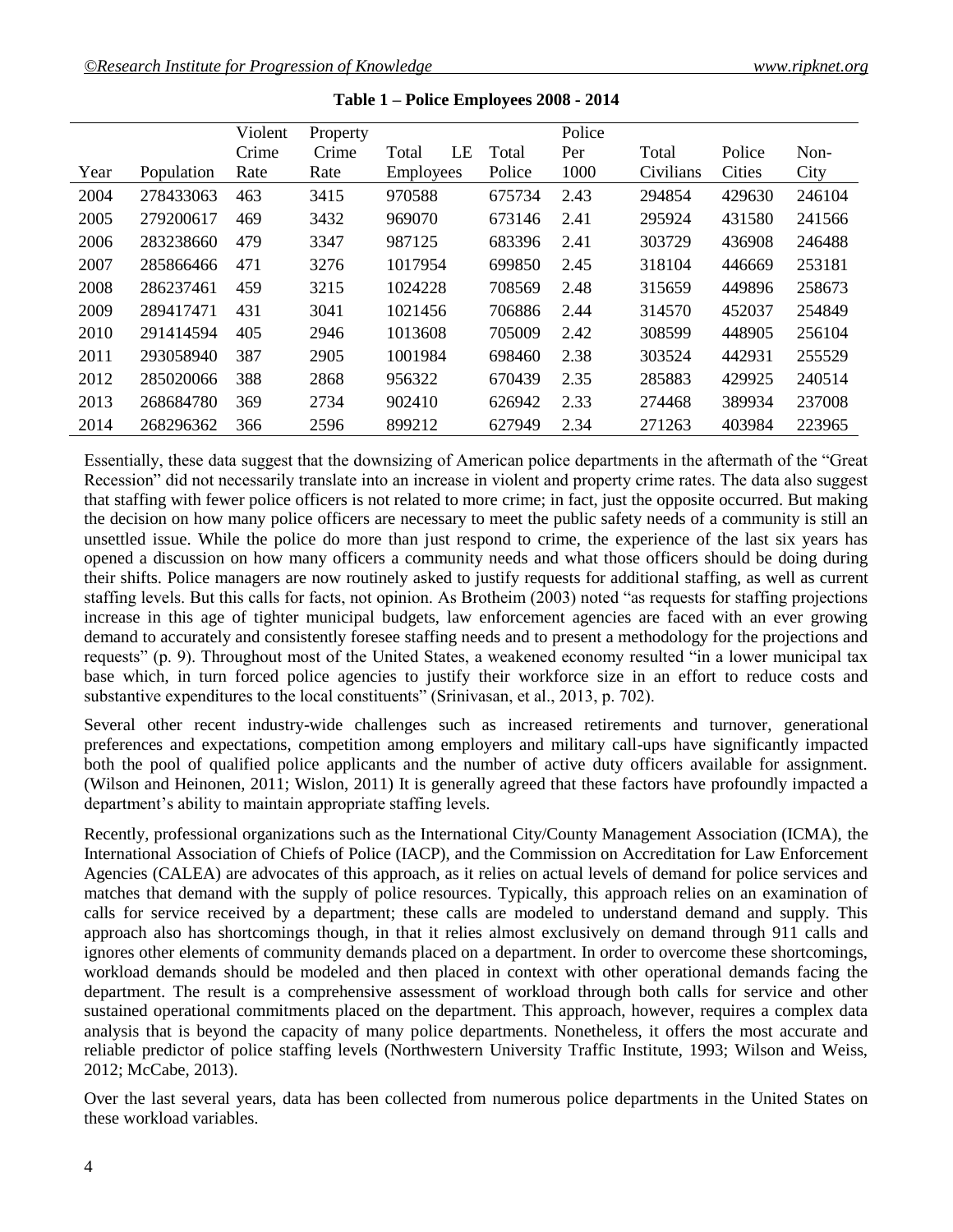**Table 1 – Police Employees 2008 - 2014**

| Year | Population | Violent Crime Rate | Property Crime Rate | Total LE Employees | Total Police | Police Per 1000 | Total Civilians | Police Cities | Non-City |
|---|---|---|---|---|---|---|---|---|---|
| 2004 | 278433063 | 463 | 3415 | 970588 | 675734 | 2.43 | 294854 | 429630 | 246104 |
| 2005 | 279200617 | 469 | 3432 | 969070 | 673146 | 2.41 | 295924 | 431580 | 241566 |
| 2006 | 283238660 | 479 | 3347 | 987125 | 683396 | 2.41 | 303729 | 436908 | 246488 |
| 2007 | 285866466 | 471 | 3276 | 1017954 | 699850 | 2.45 | 318104 | 446669 | 253181 |
| 2008 | 286237461 | 459 | 3215 | 1024228 | 708569 | 2.48 | 315659 | 449896 | 258673 |
| 2009 | 289417471 | 431 | 3041 | 1021456 | 706886 | 2.44 | 314570 | 452037 | 254849 |
| 2010 | 291414594 | 405 | 2946 | 1013608 | 705009 | 2.42 | 308599 | 448905 | 256104 |
| 2011 | 293058940 | 387 | 2905 | 1001984 | 698460 | 2.38 | 303524 | 442931 | 255529 |
| 2012 | 285020066 | 388 | 2868 | 956322 | 670439 | 2.35 | 285883 | 429925 | 240514 |
| 2013 | 268684780 | 369 | 2734 | 902410 | 626942 | 2.33 | 274468 | 389934 | 237008 |
| 2014 | 268296362 | 366 | 2596 | 899212 | 627949 | 2.34 | 271263 | 403984 | 223965 |

Essentially, these data suggest that the downsizing of American police departments in the aftermath of the "Great Recession" did not necessarily translate into an increase in violent and property crime rates. The data also suggest that staffing with fewer police officers is not related to more crime; in fact, just the opposite occurred. But making the decision on how many police officers are necessary to meet the public safety needs of a community is still an unsettled issue. While the police do more than just respond to crime, the experience of the last six years has opened a discussion on how many officers a community needs and what those officers should be doing during their shifts. Police managers are now routinely asked to justify requests for additional staffing, as well as current staffing levels. But this calls for facts, not opinion. As Brotheim (2003) noted "as requests for staffing projections increase in this age of tighter municipal budgets, law enforcement agencies are faced with an ever growing demand to accurately and consistently foresee staffing needs and to present a methodology for the projections and requests" (p. 9). Throughout most of the United States, a weakened economy resulted "in a lower municipal tax base which, in turn forced police agencies to justify their workforce size in an effort to reduce costs and substantive expenditures to the local constituents" (Srinivasan, et al., 2013, p. 702).

Several other recent industry-wide challenges such as increased retirements and turnover, generational preferences and expectations, competition among employers and military call-ups have significantly impacted both the pool of qualified police applicants and the number of active duty officers available for assignment. (Wilson and Heinonen, 2011; Wislon, 2011) It is generally agreed that these factors have profoundly impacted a department's ability to maintain appropriate staffing levels.

Recently, professional organizations such as the International City/County Management Association (ICMA), the International Association of Chiefs of Police (IACP), and the Commission on Accreditation for Law Enforcement Agencies (CALEA) are advocates of this approach, as it relies on actual levels of demand for police services and matches that demand with the supply of police resources. Typically, this approach relies on an examination of calls for service received by a department; these calls are modeled to understand demand and supply. This approach also has shortcomings though, in that it relies almost exclusively on demand through 911 calls and ignores other elements of community demands placed on a department. In order to overcome these shortcomings, workload demands should be modeled and then placed in context with other operational demands facing the department. The result is a comprehensive assessment of workload through both calls for service and other sustained operational commitments placed on the department. This approach, however, requires a complex data analysis that is beyond the capacity of many police departments. Nonetheless, it offers the most accurate and reliable predictor of police staffing levels (Northwestern University Traffic Institute, 1993; Wilson and Weiss, 2012; McCabe, 2013).

Over the last several years, data has been collected from numerous police departments in the United States on these workload variables.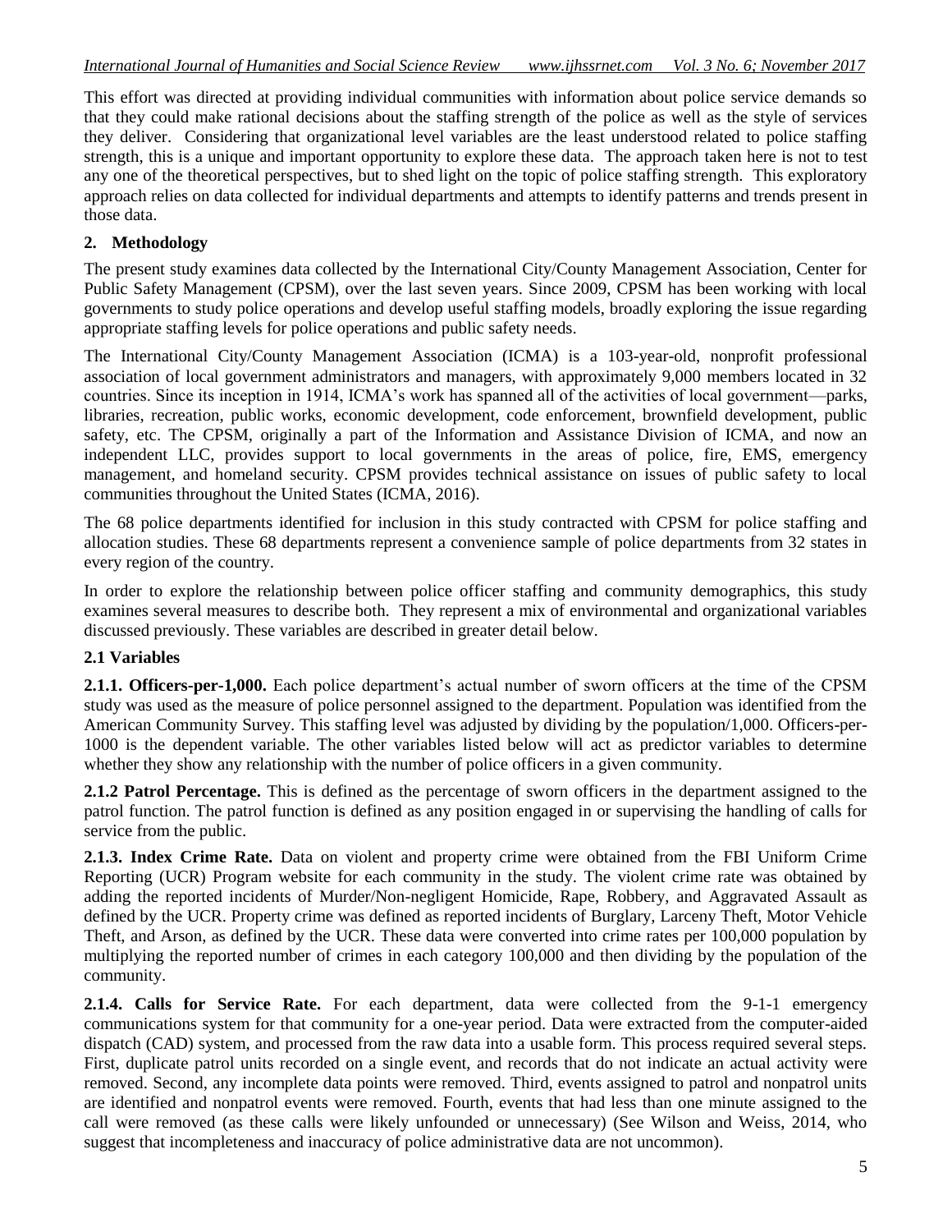This effort was directed at providing individual communities with information about police service demands so that they could make rational decisions about the staffing strength of the police as well as the style of services they deliver. Considering that organizational level variables are the least understood related to police staffing strength, this is a unique and important opportunity to explore these data. The approach taken here is not to test any one of the theoretical perspectives, but to shed light on the topic of police staffing strength. This exploratory approach relies on data collected for individual departments and attempts to identify patterns and trends present in those data.

## 2. Methodology

The present study examines data collected by the International City/County Management Association, Center for Public Safety Management (CPSM), over the last seven years. Since 2009, CPSM has been working with local governments to study police operations and develop useful staffing models, broadly exploring the issue regarding appropriate staffing levels for police operations and public safety needs.

The International City/County Management Association (ICMA) is a 103-year-old, nonprofit professional association of local government administrators and managers, with approximately 9,000 members located in 32 countries. Since its inception in 1914, ICMA's work has spanned all of the activities of local government—parks, libraries, recreation, public works, economic development, code enforcement, brownfield development, public safety, etc. The CPSM, originally a part of the Information and Assistance Division of ICMA, and now an independent LLC, provides support to local governments in the areas of police, fire, EMS, emergency management, and homeland security. CPSM provides technical assistance on issues of public safety to local communities throughout the United States (ICMA, 2016).

The 68 police departments identified for inclusion in this study contracted with CPSM for police staffing and allocation studies. These 68 departments represent a convenience sample of police departments from 32 states in every region of the country.

In order to explore the relationship between police officer staffing and community demographics, this study examines several measures to describe both. They represent a mix of environmental and organizational variables discussed previously. These variables are described in greater detail below.

### 2.1 Variables

**2.1.1. Officers-per-1,000.** Each police department's actual number of sworn officers at the time of the CPSM study was used as the measure of police personnel assigned to the department. Population was identified from the American Community Survey. This staffing level was adjusted by dividing by the population/1,000. Officers-per-1000 is the dependent variable. The other variables listed below will act as predictor variables to determine whether they show any relationship with the number of police officers in a given community.

**2.1.2 Patrol Percentage.** This is defined as the percentage of sworn officers in the department assigned to the patrol function. The patrol function is defined as any position engaged in or supervising the handling of calls for service from the public.

**2.1.3. Index Crime Rate.** Data on violent and property crime were obtained from the FBI Uniform Crime Reporting (UCR) Program website for each community in the study. The violent crime rate was obtained by adding the reported incidents of Murder/Non-negligent Homicide, Rape, Robbery, and Aggravated Assault as defined by the UCR. Property crime was defined as reported incidents of Burglary, Larceny Theft, Motor Vehicle Theft, and Arson, as defined by the UCR. These data were converted into crime rates per 100,000 population by multiplying the reported number of crimes in each category 100,000 and then dividing by the population of the community.

**2.1.4. Calls for Service Rate.** For each department, data were collected from the 9-1-1 emergency communications system for that community for a one-year period. Data were extracted from the computer-aided dispatch (CAD) system, and processed from the raw data into a usable form. This process required several steps. First, duplicate patrol units recorded on a single event, and records that do not indicate an actual activity were removed. Second, any incomplete data points were removed. Third, events assigned to patrol and nonpatrol units are identified and nonpatrol events were removed. Fourth, events that had less than one minute assigned to the call were removed (as these calls were likely unfounded or unnecessary) (See Wilson and Weiss, 2014, who suggest that incompleteness and inaccuracy of police administrative data are not uncommon).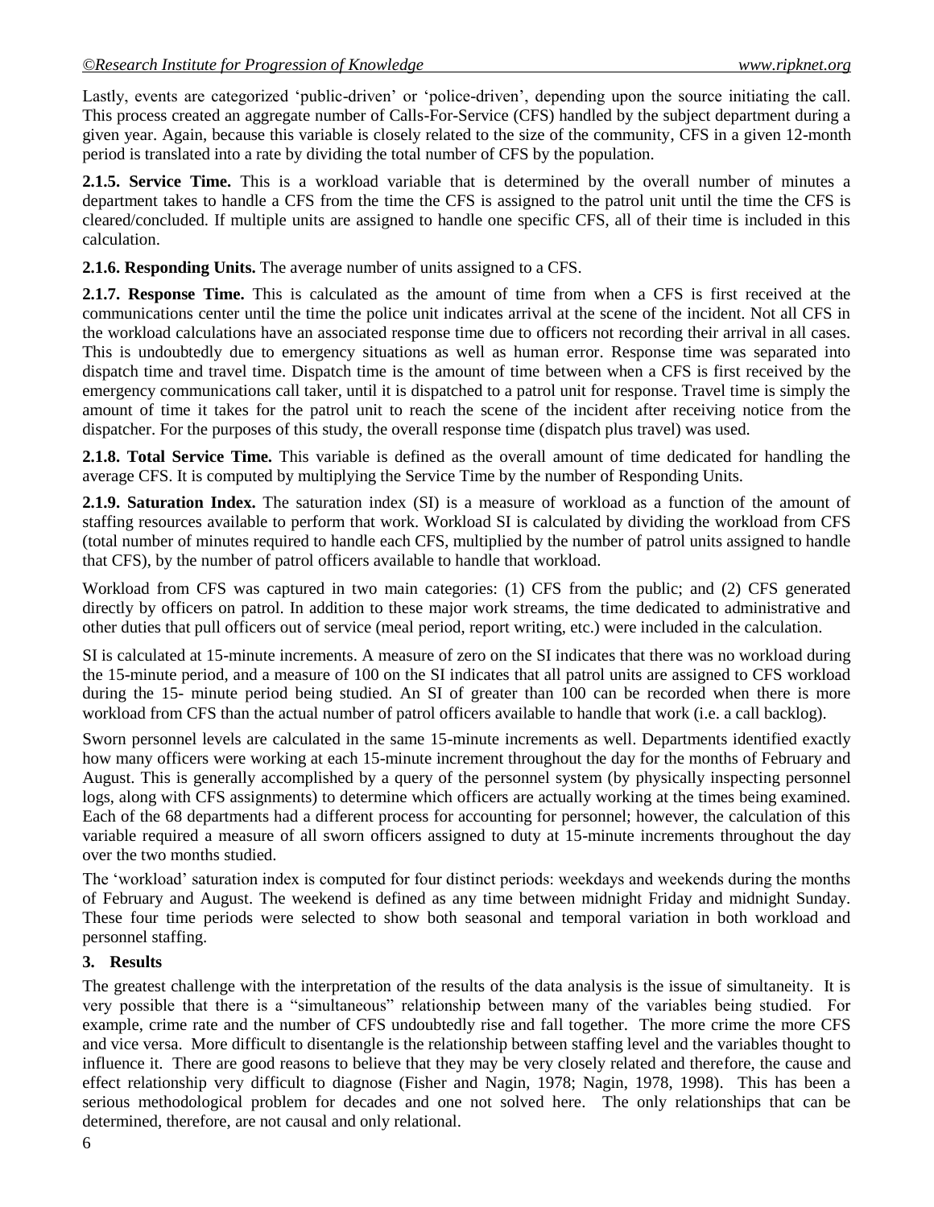Lastly, events are categorized 'public-driven' or 'police-driven', depending upon the source initiating the call. This process created an aggregate number of Calls-For-Service (CFS) handled by the subject department during a given year. Again, because this variable is closely related to the size of the community, CFS in a given 12-month period is translated into a rate by dividing the total number of CFS by the population.

**2.1.5. Service Time.** This is a workload variable that is determined by the overall number of minutes a department takes to handle a CFS from the time the CFS is assigned to the patrol unit until the time the CFS is cleared/concluded. If multiple units are assigned to handle one specific CFS, all of their time is included in this calculation.

**2.1.6. Responding Units.** The average number of units assigned to a CFS.

**2.1.7. Response Time.** This is calculated as the amount of time from when a CFS is first received at the communications center until the time the police unit indicates arrival at the scene of the incident. Not all CFS in the workload calculations have an associated response time due to officers not recording their arrival in all cases. This is undoubtedly due to emergency situations as well as human error. Response time was separated into dispatch time and travel time. Dispatch time is the amount of time between when a CFS is first received by the emergency communications call taker, until it is dispatched to a patrol unit for response. Travel time is simply the amount of time it takes for the patrol unit to reach the scene of the incident after receiving notice from the dispatcher. For the purposes of this study, the overall response time (dispatch plus travel) was used.

**2.1.8. Total Service Time.** This variable is defined as the overall amount of time dedicated for handling the average CFS. It is computed by multiplying the Service Time by the number of Responding Units.

**2.1.9. Saturation Index.** The saturation index (SI) is a measure of workload as a function of the amount of staffing resources available to perform that work. Workload SI is calculated by dividing the workload from CFS (total number of minutes required to handle each CFS, multiplied by the number of patrol units assigned to handle that CFS), by the number of patrol officers available to handle that workload.

Workload from CFS was captured in two main categories: (1) CFS from the public; and (2) CFS generated directly by officers on patrol. In addition to these major work streams, the time dedicated to administrative and other duties that pull officers out of service (meal period, report writing, etc.) were included in the calculation.

SI is calculated at 15-minute increments. A measure of zero on the SI indicates that there was no workload during the 15-minute period, and a measure of 100 on the SI indicates that all patrol units are assigned to CFS workload during the 15- minute period being studied. An SI of greater than 100 can be recorded when there is more workload from CFS than the actual number of patrol officers available to handle that work (i.e. a call backlog).

Sworn personnel levels are calculated in the same 15-minute increments as well. Departments identified exactly how many officers were working at each 15-minute increment throughout the day for the months of February and August. This is generally accomplished by a query of the personnel system (by physically inspecting personnel logs, along with CFS assignments) to determine which officers are actually working at the times being examined. Each of the 68 departments had a different process for accounting for personnel; however, the calculation of this variable required a measure of all sworn officers assigned to duty at 15-minute increments throughout the day over the two months studied.

The 'workload' saturation index is computed for four distinct periods: weekdays and weekends during the months of February and August. The weekend is defined as any time between midnight Friday and midnight Sunday. These four time periods were selected to show both seasonal and temporal variation in both workload and personnel staffing.

## 3. Results

The greatest challenge with the interpretation of the results of the data analysis is the issue of simultaneity. It is very possible that there is a "simultaneous" relationship between many of the variables being studied. For example, crime rate and the number of CFS undoubtedly rise and fall together. The more crime the more CFS and vice versa. More difficult to disentangle is the relationship between staffing level and the variables thought to influence it. There are good reasons to believe that they may be very closely related and therefore, the cause and effect relationship very difficult to diagnose (Fisher and Nagin, 1978; Nagin, 1978, 1998). This has been a serious methodological problem for decades and one not solved here. The only relationships that can be determined, therefore, are not causal and only relational.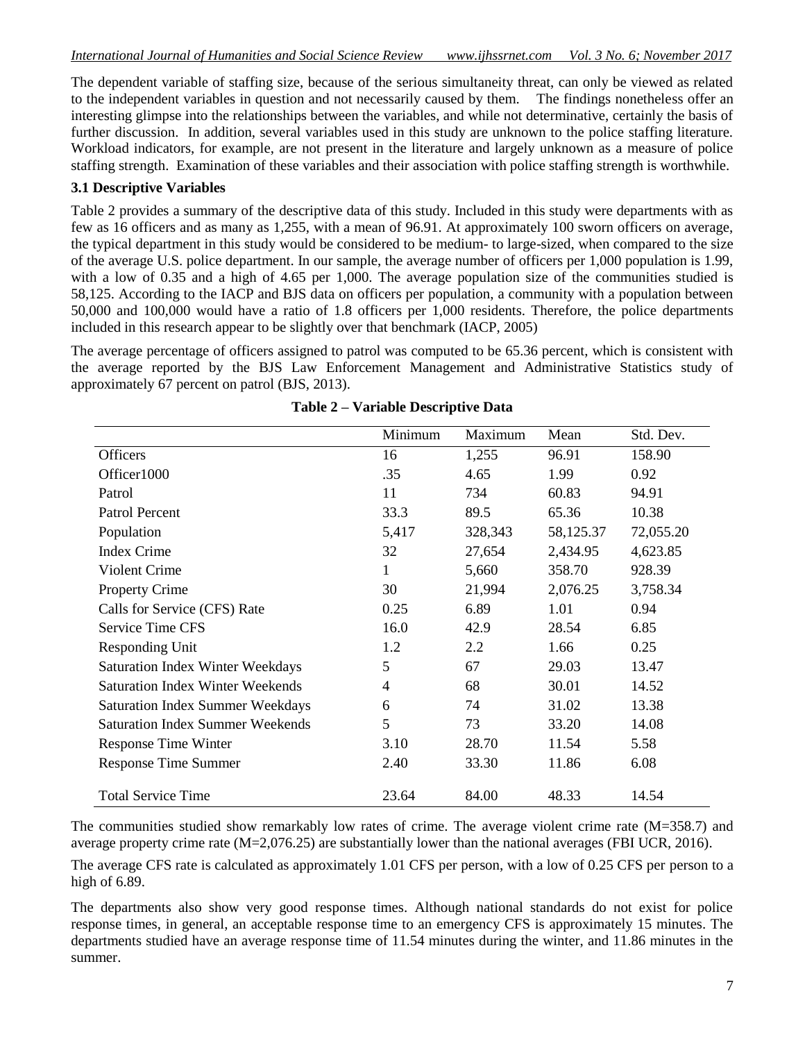The dependent variable of staffing size, because of the serious simultaneity threat, can only be viewed as related to the independent variables in question and not necessarily caused by them. The findings nonetheless offer an interesting glimpse into the relationships between the variables, and while not determinative, certainly the basis of further discussion. In addition, several variables used in this study are unknown to the police staffing literature. Workload indicators, for example, are not present in the literature and largely unknown as a measure of police staffing strength. Examination of these variables and their association with police staffing strength is worthwhile.

### 3.1 Descriptive Variables

Table 2 provides a summary of the descriptive data of this study. Included in this study were departments with as few as 16 officers and as many as 1,255, with a mean of 96.91. At approximately 100 sworn officers on average, the typical department in this study would be considered to be medium- to large-sized, when compared to the size of the average U.S. police department. In our sample, the average number of officers per 1,000 population is 1.99, with a low of 0.35 and a high of 4.65 per 1,000. The average population size of the communities studied is 58,125. According to the IACP and BJS data on officers per population, a community with a population between 50,000 and 100,000 would have a ratio of 1.8 officers per 1,000 residents. Therefore, the police departments included in this research appear to be slightly over that benchmark (IACP, 2005)

The average percentage of officers assigned to patrol was computed to be 65.36 percent, which is consistent with the average reported by the BJS Law Enforcement Management and Administrative Statistics study of approximately 67 percent on patrol (BJS, 2013).

**Table 2 – Variable Descriptive Data**

| | Minimum | Maximum | Mean | Std. Dev. |
|---|---|---|---|---|
| Officers | 16 | 1,255 | 96.91 | 158.90 |
| Officer1000 | .35 | 4.65 | 1.99 | 0.92 |
| Patrol | 11 | 734 | 60.83 | 94.91 |
| Patrol Percent | 33.3 | 89.5 | 65.36 | 10.38 |
| Population | 5,417 | 328,343 | 58,125.37 | 72,055.20 |
| Index Crime | 32 | 27,654 | 2,434.95 | 4,623.85 |
| Violent Crime | 1 | 5,660 | 358.70 | 928.39 |
| Property Crime | 30 | 21,994 | 2,076.25 | 3,758.34 |
| Calls for Service (CFS) Rate | 0.25 | 6.89 | 1.01 | 0.94 |
| Service Time CFS | 16.0 | 42.9 | 28.54 | 6.85 |
| Responding Unit | 1.2 | 2.2 | 1.66 | 0.25 |
| Saturation Index Winter Weekdays | 5 | 67 | 29.03 | 13.47 |
| Saturation Index Winter Weekends | 4 | 68 | 30.01 | 14.52 |
| Saturation Index Summer Weekdays | 6 | 74 | 31.02 | 13.38 |
| Saturation Index Summer Weekends | 5 | 73 | 33.20 | 14.08 |
| Response Time Winter | 3.10 | 28.70 | 11.54 | 5.58 |
| Response Time Summer | 2.40 | 33.30 | 11.86 | 6.08 |
| Total Service Time | 23.64 | 84.00 | 48.33 | 14.54 |

The communities studied show remarkably low rates of crime. The average violent crime rate (M=358.7) and average property crime rate (M=2,076.25) are substantially lower than the national averages (FBI UCR, 2016).

The average CFS rate is calculated as approximately 1.01 CFS per person, with a low of 0.25 CFS per person to a high of 6.89.

The departments also show very good response times. Although national standards do not exist for police response times, in general, an acceptable response time to an emergency CFS is approximately 15 minutes. The departments studied have an average response time of 11.54 minutes during the winter, and 11.86 minutes in the summer.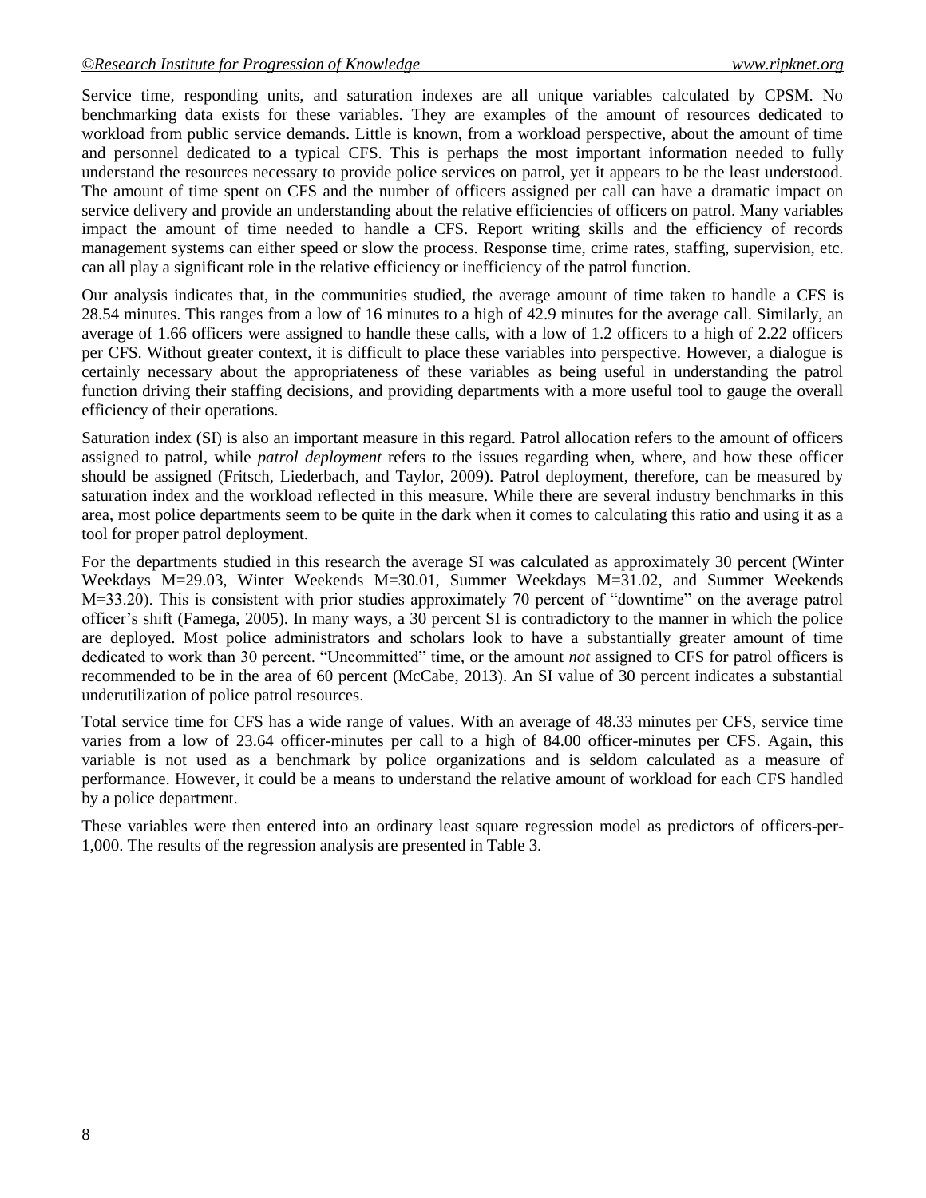Service time, responding units, and saturation indexes are all unique variables calculated by CPSM. No benchmarking data exists for these variables. They are examples of the amount of resources dedicated to workload from public service demands. Little is known, from a workload perspective, about the amount of time and personnel dedicated to a typical CFS. This is perhaps the most important information needed to fully understand the resources necessary to provide police services on patrol, yet it appears to be the least understood. The amount of time spent on CFS and the number of officers assigned per call can have a dramatic impact on service delivery and provide an understanding about the relative efficiencies of officers on patrol. Many variables impact the amount of time needed to handle a CFS. Report writing skills and the efficiency of records management systems can either speed or slow the process. Response time, crime rates, staffing, supervision, etc. can all play a significant role in the relative efficiency or inefficiency of the patrol function.

Our analysis indicates that, in the communities studied, the average amount of time taken to handle a CFS is 28.54 minutes. This ranges from a low of 16 minutes to a high of 42.9 minutes for the average call. Similarly, an average of 1.66 officers were assigned to handle these calls, with a low of 1.2 officers to a high of 2.22 officers per CFS. Without greater context, it is difficult to place these variables into perspective. However, a dialogue is certainly necessary about the appropriateness of these variables as being useful in understanding the patrol function driving their staffing decisions, and providing departments with a more useful tool to gauge the overall efficiency of their operations.

Saturation index (SI) is also an important measure in this regard. Patrol allocation refers to the amount of officers assigned to patrol, while *patrol deployment* refers to the issues regarding when, where, and how these officer should be assigned (Fritsch, Liederbach, and Taylor, 2009). Patrol deployment, therefore, can be measured by saturation index and the workload reflected in this measure. While there are several industry benchmarks in this area, most police departments seem to be quite in the dark when it comes to calculating this ratio and using it as a tool for proper patrol deployment.

For the departments studied in this research the average SI was calculated as approximately 30 percent (Winter Weekdays M=29.03, Winter Weekends M=30.01, Summer Weekdays M=31.02, and Summer Weekends M=33.20). This is consistent with prior studies approximately 70 percent of "downtime" on the average patrol officer's shift (Famega, 2005). In many ways, a 30 percent SI is contradictory to the manner in which the police are deployed. Most police administrators and scholars look to have a substantially greater amount of time dedicated to work than 30 percent. "Uncommitted" time, or the amount *not* assigned to CFS for patrol officers is recommended to be in the area of 60 percent (McCabe, 2013). An SI value of 30 percent indicates a substantial underutilization of police patrol resources.

Total service time for CFS has a wide range of values. With an average of 48.33 minutes per CFS, service time varies from a low of 23.64 officer-minutes per call to a high of 84.00 officer-minutes per CFS. Again, this variable is not used as a benchmark by police organizations and is seldom calculated as a measure of performance. However, it could be a means to understand the relative amount of workload for each CFS handled by a police department.

These variables were then entered into an ordinary least square regression model as predictors of officers-per-1,000. The results of the regression analysis are presented in Table 3.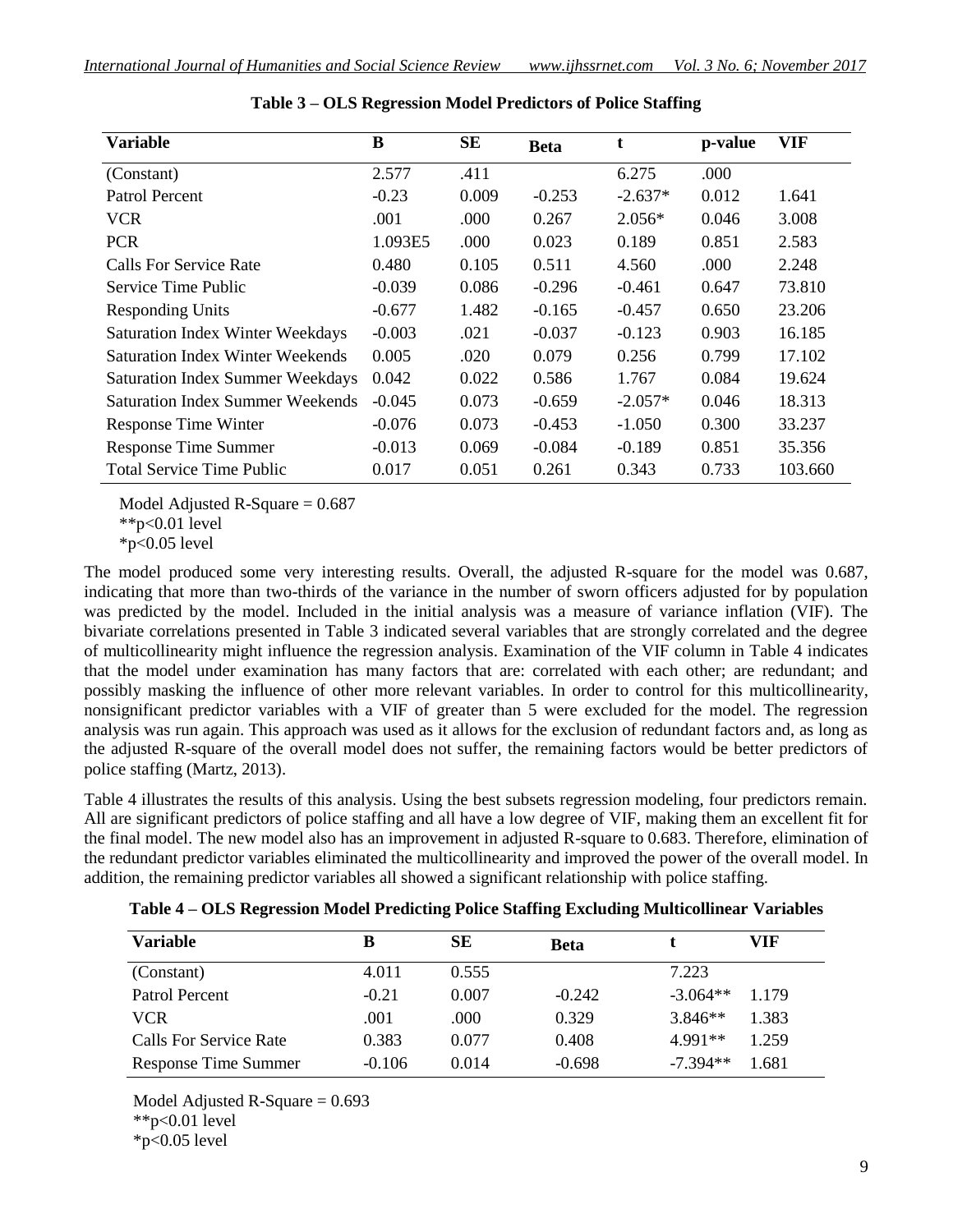**Table 3 – OLS Regression Model Predictors of Police Staffing**

| Variable | B | SE | Beta | t | p-value | VIF |
|---|---|---|---|---|---|---|
| (Constant) | 2.577 | .411 | | 6.275 | .000 | |
| Patrol Percent | -0.23 | 0.009 | -0.253 | -2.637* | 0.012 | 1.641 |
| VCR | .001 | .000 | 0.267 | 2.056* | 0.046 | 3.008 |
| PCR | 1.093E5 | .000 | 0.023 | 0.189 | 0.851 | 2.583 |
| Calls For Service Rate | 0.480 | 0.105 | 0.511 | 4.560 | .000 | 2.248 |
| Service Time Public | -0.039 | 0.086 | -0.296 | -0.461 | 0.647 | 73.810 |
| Responding Units | -0.677 | 1.482 | -0.165 | -0.457 | 0.650 | 23.206 |
| Saturation Index Winter Weekdays | -0.003 | .021 | -0.037 | -0.123 | 0.903 | 16.185 |
| Saturation Index Winter Weekends | 0.005 | .020 | 0.079 | 0.256 | 0.799 | 17.102 |
| Saturation Index Summer Weekdays | 0.042 | 0.022 | 0.586 | 1.767 | 0.084 | 19.624 |
| Saturation Index Summer Weekends | -0.045 | 0.073 | -0.659 | -2.057* | 0.046 | 18.313 |
| Response Time Winter | -0.076 | 0.073 | -0.453 | -1.050 | 0.300 | 33.237 |
| Response Time Summer | -0.013 | 0.069 | -0.084 | -0.189 | 0.851 | 35.356 |
| Total Service Time Public | 0.017 | 0.051 | 0.261 | 0.343 | 0.733 | 103.660 |

Model Adjusted R-Square = 0.687
**p<0.01 level
*p<0.05 level

The model produced some very interesting results. Overall, the adjusted R-square for the model was 0.687, indicating that more than two-thirds of the variance in the number of sworn officers adjusted for by population was predicted by the model. Included in the initial analysis was a measure of variance inflation (VIF). The bivariate correlations presented in Table 3 indicated several variables that are strongly correlated and the degree of multicollinearity might influence the regression analysis. Examination of the VIF column in Table 4 indicates that the model under examination has many factors that are: correlated with each other; are redundant; and possibly masking the influence of other more relevant variables. In order to control for this multicollinearity, nonsignificant predictor variables with a VIF of greater than 5 were excluded for the model. The regression analysis was run again. This approach was used as it allows for the exclusion of redundant factors and, as long as the adjusted R-square of the overall model does not suffer, the remaining factors would be better predictors of police staffing (Martz, 2013).

Table 4 illustrates the results of this analysis. Using the best subsets regression modeling, four predictors remain. All are significant predictors of police staffing and all have a low degree of VIF, making them an excellent fit for the final model. The new model also has an improvement in adjusted R-square to 0.683. Therefore, elimination of the redundant predictor variables eliminated the multicollinearity and improved the power of the overall model. In addition, the remaining predictor variables all showed a significant relationship with police staffing.

**Table 4 – OLS Regression Model Predicting Police Staffing Excluding Multicollinear Variables**

| Variable | B | SE | Beta | t | VIF |
|---|---|---|---|---|---|
| (Constant) | 4.011 | 0.555 | | 7.223 | |
| Patrol Percent | -0.21 | 0.007 | -0.242 | -3.064** | 1.179 |
| VCR | .001 | .000 | 0.329 | 3.846** | 1.383 |
| Calls For Service Rate | 0.383 | 0.077 | 0.408 | 4.991** | 1.259 |
| Response Time Summer | -0.106 | 0.014 | -0.698 | -7.394** | 1.681 |

Model Adjusted R-Square = 0.693
**p<0.01 level
*p<0.05 level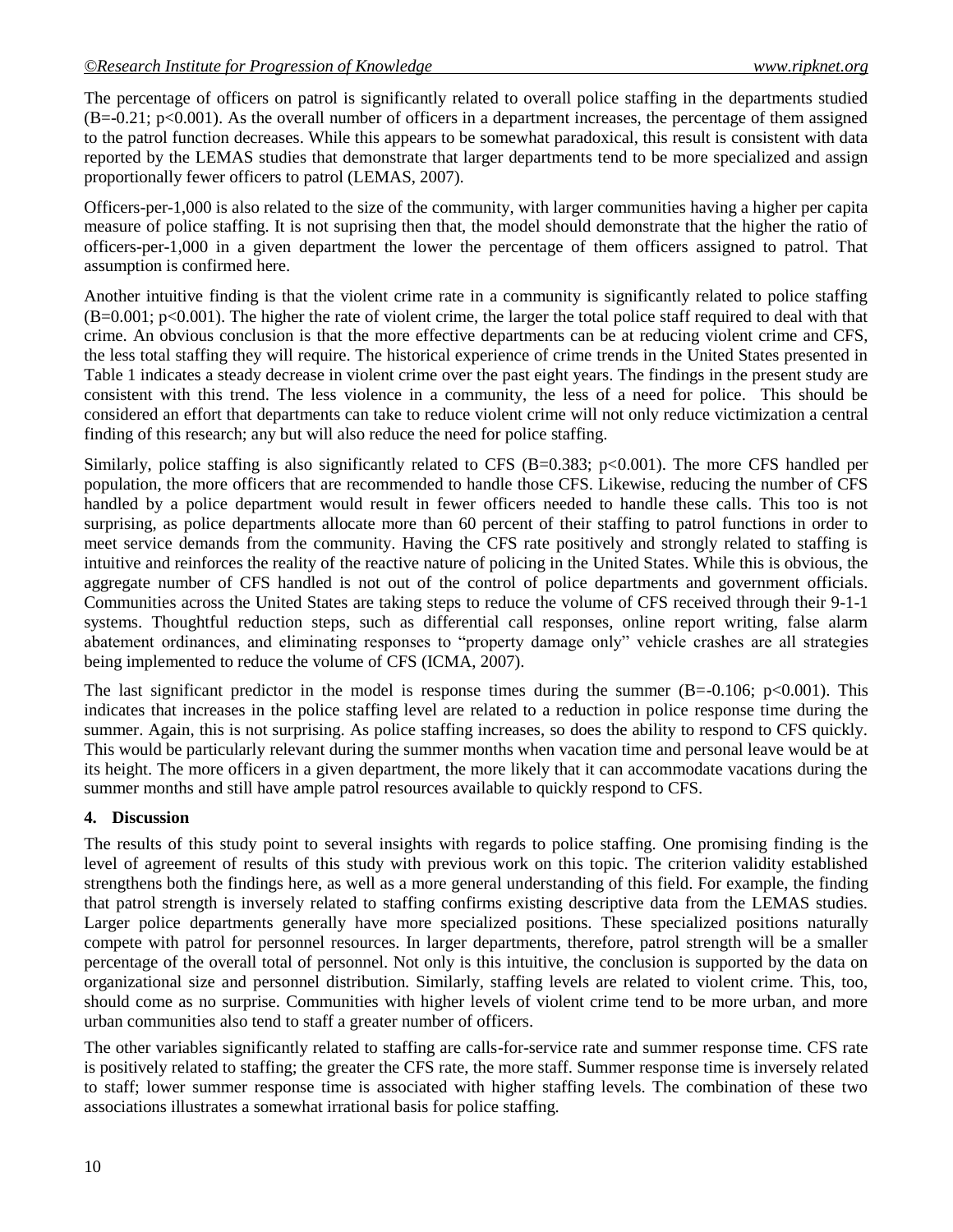The percentage of officers on patrol is significantly related to overall police staffing in the departments studied ($B=-0.21$; $p<0.001$). As the overall number of officers in a department increases, the percentage of them assigned to the patrol function decreases. While this appears to be somewhat paradoxical, this result is consistent with data reported by the LEMAS studies that demonstrate that larger departments tend to be more specialized and assign proportionally fewer officers to patrol (LEMAS, 2007).

Officers-per-1,000 is also related to the size of the community, with larger communities having a higher per capita measure of police staffing. It is not suprising then that, the model should demonstrate that the higher the ratio of officers-per-1,000 in a given department the lower the percentage of them officers assigned to patrol. That assumption is confirmed here.

Another intuitive finding is that the violent crime rate in a community is significantly related to police staffing ($B=0.001$; $p<0.001$). The higher the rate of violent crime, the larger the total police staff required to deal with that crime. An obvious conclusion is that the more effective departments can be at reducing violent crime and CFS, the less total staffing they will require. The historical experience of crime trends in the United States presented in Table 1 indicates a steady decrease in violent crime over the past eight years. The findings in the present study are consistent with this trend. The less violence in a community, the less of a need for police. This should be considered an effort that departments can take to reduce violent crime will not only reduce victimization a central finding of this research; any but will also reduce the need for police staffing.

Similarly, police staffing is also significantly related to CFS ($B=0.383$; $p<0.001$). The more CFS handled per population, the more officers that are recommended to handle those CFS. Likewise, reducing the number of CFS handled by a police department would result in fewer officers needed to handle these calls. This too is not surprising, as police departments allocate more than 60 percent of their staffing to patrol functions in order to meet service demands from the community. Having the CFS rate positively and strongly related to staffing is intuitive and reinforces the reality of the reactive nature of policing in the United States. While this is obvious, the aggregate number of CFS handled is not out of the control of police departments and government officials. Communities across the United States are taking steps to reduce the volume of CFS received through their 9-1-1 systems. Thoughtful reduction steps, such as differential call responses, online report writing, false alarm abatement ordinances, and eliminating responses to "property damage only" vehicle crashes are all strategies being implemented to reduce the volume of CFS (ICMA, 2007).

The last significant predictor in the model is response times during the summer ($B=-0.106$; $p<0.001$). This indicates that increases in the police staffing level are related to a reduction in police response time during the summer. Again, this is not surprising. As police staffing increases, so does the ability to respond to CFS quickly. This would be particularly relevant during the summer months when vacation time and personal leave would be at its height. The more officers in a given department, the more likely that it can accommodate vacations during the summer months and still have ample patrol resources available to quickly respond to CFS.

## 4. Discussion

The results of this study point to several insights with regards to police staffing. One promising finding is the level of agreement of results of this study with previous work on this topic. The criterion validity established strengthens both the findings here, as well as a more general understanding of this field. For example, the finding that patrol strength is inversely related to staffing confirms existing descriptive data from the LEMAS studies. Larger police departments generally have more specialized positions. These specialized positions naturally compete with patrol for personnel resources. In larger departments, therefore, patrol strength will be a smaller percentage of the overall total of personnel. Not only is this intuitive, the conclusion is supported by the data on organizational size and personnel distribution. Similarly, staffing levels are related to violent crime. This, too, should come as no surprise. Communities with higher levels of violent crime tend to be more urban, and more urban communities also tend to staff a greater number of officers.

The other variables significantly related to staffing are calls-for-service rate and summer response time. CFS rate is positively related to staffing; the greater the CFS rate, the more staff. Summer response time is inversely related to staff; lower summer response time is associated with higher staffing levels. The combination of these two associations illustrates a somewhat irrational basis for police staffing.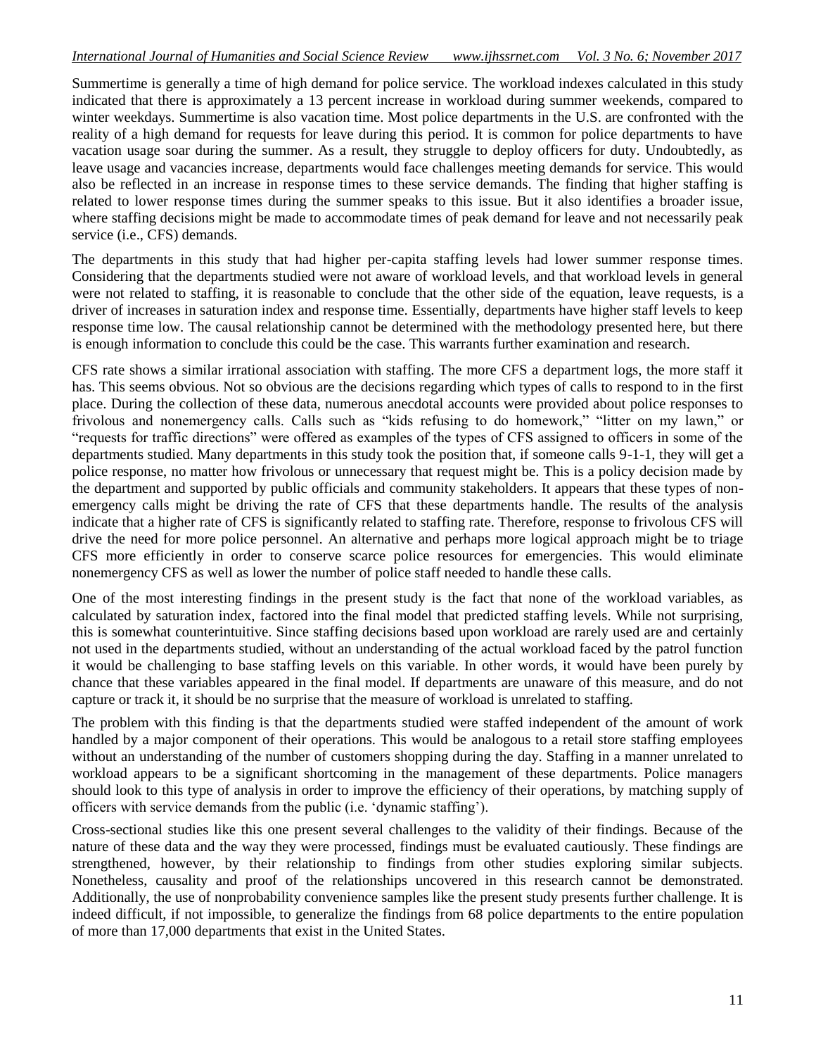Summertime is generally a time of high demand for police service. The workload indexes calculated in this study indicated that there is approximately a 13 percent increase in workload during summer weekends, compared to winter weekdays. Summertime is also vacation time. Most police departments in the U.S. are confronted with the reality of a high demand for requests for leave during this period. It is common for police departments to have vacation usage soar during the summer. As a result, they struggle to deploy officers for duty. Undoubtedly, as leave usage and vacancies increase, departments would face challenges meeting demands for service. This would also be reflected in an increase in response times to these service demands. The finding that higher staffing is related to lower response times during the summer speaks to this issue. But it also identifies a broader issue, where staffing decisions might be made to accommodate times of peak demand for leave and not necessarily peak service (i.e., CFS) demands.

The departments in this study that had higher per-capita staffing levels had lower summer response times. Considering that the departments studied were not aware of workload levels, and that workload levels in general were not related to staffing, it is reasonable to conclude that the other side of the equation, leave requests, is a driver of increases in saturation index and response time. Essentially, departments have higher staff levels to keep response time low. The causal relationship cannot be determined with the methodology presented here, but there is enough information to conclude this could be the case. This warrants further examination and research.

CFS rate shows a similar irrational association with staffing. The more CFS a department logs, the more staff it has. This seems obvious. Not so obvious are the decisions regarding which types of calls to respond to in the first place. During the collection of these data, numerous anecdotal accounts were provided about police responses to frivolous and nonemergency calls. Calls such as "kids refusing to do homework," "litter on my lawn," or "requests for traffic directions" were offered as examples of the types of CFS assigned to officers in some of the departments studied. Many departments in this study took the position that, if someone calls 9-1-1, they will get a police response, no matter how frivolous or unnecessary that request might be. This is a policy decision made by the department and supported by public officials and community stakeholders. It appears that these types of non-emergency calls might be driving the rate of CFS that these departments handle. The results of the analysis indicate that a higher rate of CFS is significantly related to staffing rate. Therefore, response to frivolous CFS will drive the need for more police personnel. An alternative and perhaps more logical approach might be to triage CFS more efficiently in order to conserve scarce police resources for emergencies. This would eliminate nonemergency CFS as well as lower the number of police staff needed to handle these calls.

One of the most interesting findings in the present study is the fact that none of the workload variables, as calculated by saturation index, factored into the final model that predicted staffing levels. While not surprising, this is somewhat counterintuitive. Since staffing decisions based upon workload are rarely used are and certainly not used in the departments studied, without an understanding of the actual workload faced by the patrol function it would be challenging to base staffing levels on this variable. In other words, it would have been purely by chance that these variables appeared in the final model. If departments are unaware of this measure, and do not capture or track it, it should be no surprise that the measure of workload is unrelated to staffing.

The problem with this finding is that the departments studied were staffed independent of the amount of work handled by a major component of their operations. This would be analogous to a retail store staffing employees without an understanding of the number of customers shopping during the day. Staffing in a manner unrelated to workload appears to be a significant shortcoming in the management of these departments. Police managers should look to this type of analysis in order to improve the efficiency of their operations, by matching supply of officers with service demands from the public (i.e. 'dynamic staffing').

Cross-sectional studies like this one present several challenges to the validity of their findings. Because of the nature of these data and the way they were processed, findings must be evaluated cautiously. These findings are strengthened, however, by their relationship to findings from other studies exploring similar subjects. Nonetheless, causality and proof of the relationships uncovered in this research cannot be demonstrated. Additionally, the use of nonprobability convenience samples like the present study presents further challenge. It is indeed difficult, if not impossible, to generalize the findings from 68 police departments to the entire population of more than 17,000 departments that exist in the United States.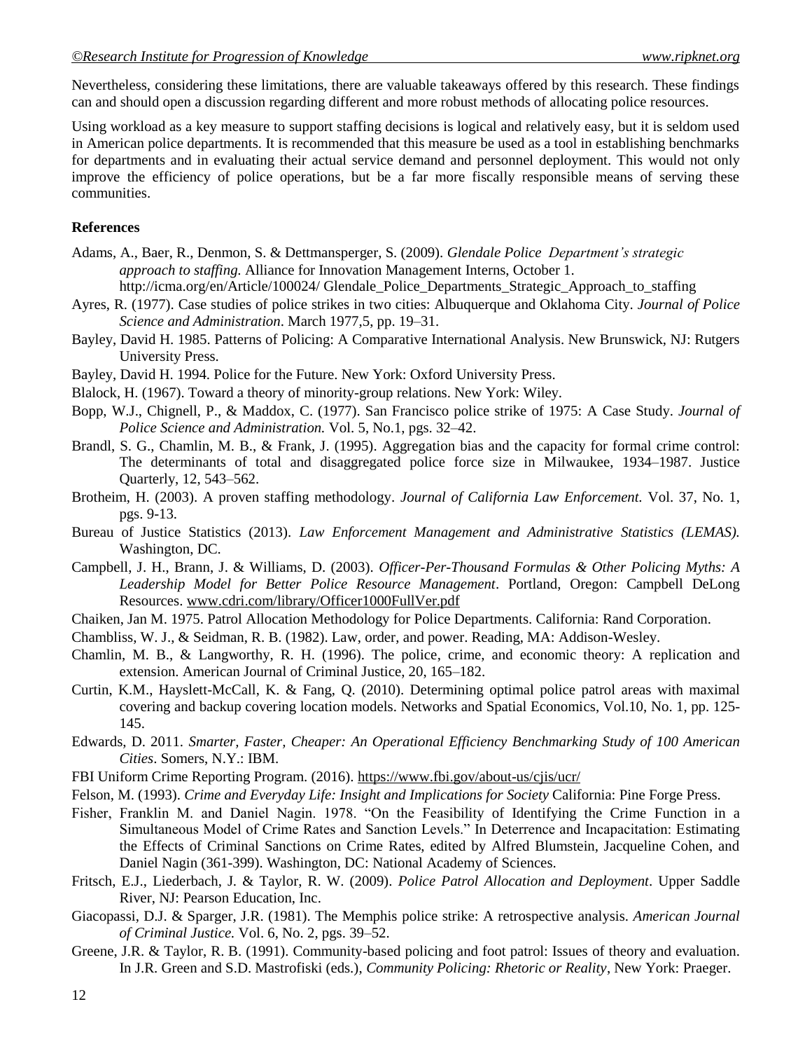Nevertheless, considering these limitations, there are valuable takeaways offered by this research. These findings can and should open a discussion regarding different and more robust methods of allocating police resources.

Using workload as a key measure to support staffing decisions is logical and relatively easy, but it is seldom used in American police departments. It is recommended that this measure be used as a tool in establishing benchmarks for departments and in evaluating their actual service demand and personnel deployment. This would not only improve the efficiency of police operations, but be a far more fiscally responsible means of serving these communities.

**References**

Adams, A., Baer, R., Denmon, S. & Dettmansperger, S. (2009). *Glendale Police Department's strategic approach to staffing.* Alliance for Innovation Management Interns, October 1. http://icma.org/en/Article/100024/ Glendale_Police_Departments_Strategic_Approach_to_staffing

Ayres, R. (1977). Case studies of police strikes in two cities: Albuquerque and Oklahoma City. *Journal of Police Science and Administration*. March 1977,5, pp. 19–31.

Bayley, David H. 1985. Patterns of Policing: A Comparative International Analysis. New Brunswick, NJ: Rutgers University Press.

Bayley, David H. 1994. Police for the Future. New York: Oxford University Press.

Blalock, H. (1967). Toward a theory of minority-group relations. New York: Wiley.

Bopp, W.J., Chignell, P., & Maddox, C. (1977). San Francisco police strike of 1975: A Case Study. *Journal of Police Science and Administration.* Vol. 5, No.1, pgs. 32–42.

Brandl, S. G., Chamlin, M. B., & Frank, J. (1995). Aggregation bias and the capacity for formal crime control: The determinants of total and disaggregated police force size in Milwaukee, 1934–1987. Justice Quarterly, 12, 543–562.

Brotheim, H. (2003). A proven staffing methodology. *Journal of California Law Enforcement.* Vol. 37, No. 1, pgs. 9-13.

Bureau of Justice Statistics (2013). *Law Enforcement Management and Administrative Statistics (LEMAS).* Washington, DC.

Campbell, J. H., Brann, J. & Williams, D. (2003). *Officer-Per-Thousand Formulas & Other Policing Myths: A Leadership Model for Better Police Resource Management*. Portland, Oregon: Campbell DeLong Resources. www.cdri.com/library/Officer1000FullVer.pdf

Chaiken, Jan M. 1975. Patrol Allocation Methodology for Police Departments. California: Rand Corporation.

Chambliss, W. J., & Seidman, R. B. (1982). Law, order, and power. Reading, MA: Addison-Wesley.

Chamlin, M. B., & Langworthy, R. H. (1996). The police, crime, and economic theory: A replication and extension. American Journal of Criminal Justice, 20, 165–182.

Curtin, K.M., Hayslett-McCall, K. & Fang, Q. (2010). Determining optimal police patrol areas with maximal covering and backup covering location models. Networks and Spatial Economics, Vol.10, No. 1, pp. 125-145.

Edwards, D. 2011. *Smarter, Faster, Cheaper: An Operational Efficiency Benchmarking Study of 100 American Cities*. Somers, N.Y.: IBM.

FBI Uniform Crime Reporting Program. (2016). https://www.fbi.gov/about-us/cjis/ucr/

Felson, M. (1993). *Crime and Everyday Life: Insight and Implications for Society* California: Pine Forge Press.

Fisher, Franklin M. and Daniel Nagin. 1978. "On the Feasibility of Identifying the Crime Function in a Simultaneous Model of Crime Rates and Sanction Levels." In Deterrence and Incapacitation: Estimating the Effects of Criminal Sanctions on Crime Rates, edited by Alfred Blumstein, Jacqueline Cohen, and Daniel Nagin (361-399). Washington, DC: National Academy of Sciences.

Fritsch, E.J., Liederbach, J. & Taylor, R. W. (2009). *Police Patrol Allocation and Deployment*. Upper Saddle River, NJ: Pearson Education, Inc.

Giacopassi, D.J. & Sparger, J.R. (1981). The Memphis police strike: A retrospective analysis. *American Journal of Criminal Justice.* Vol. 6, No. 2, pgs. 39–52.

Greene, J.R. & Taylor, R. B. (1991). Community-based policing and foot patrol: Issues of theory and evaluation. In J.R. Green and S.D. Mastrofiski (eds.), *Community Policing: Rhetoric or Reality*, New York: Praeger.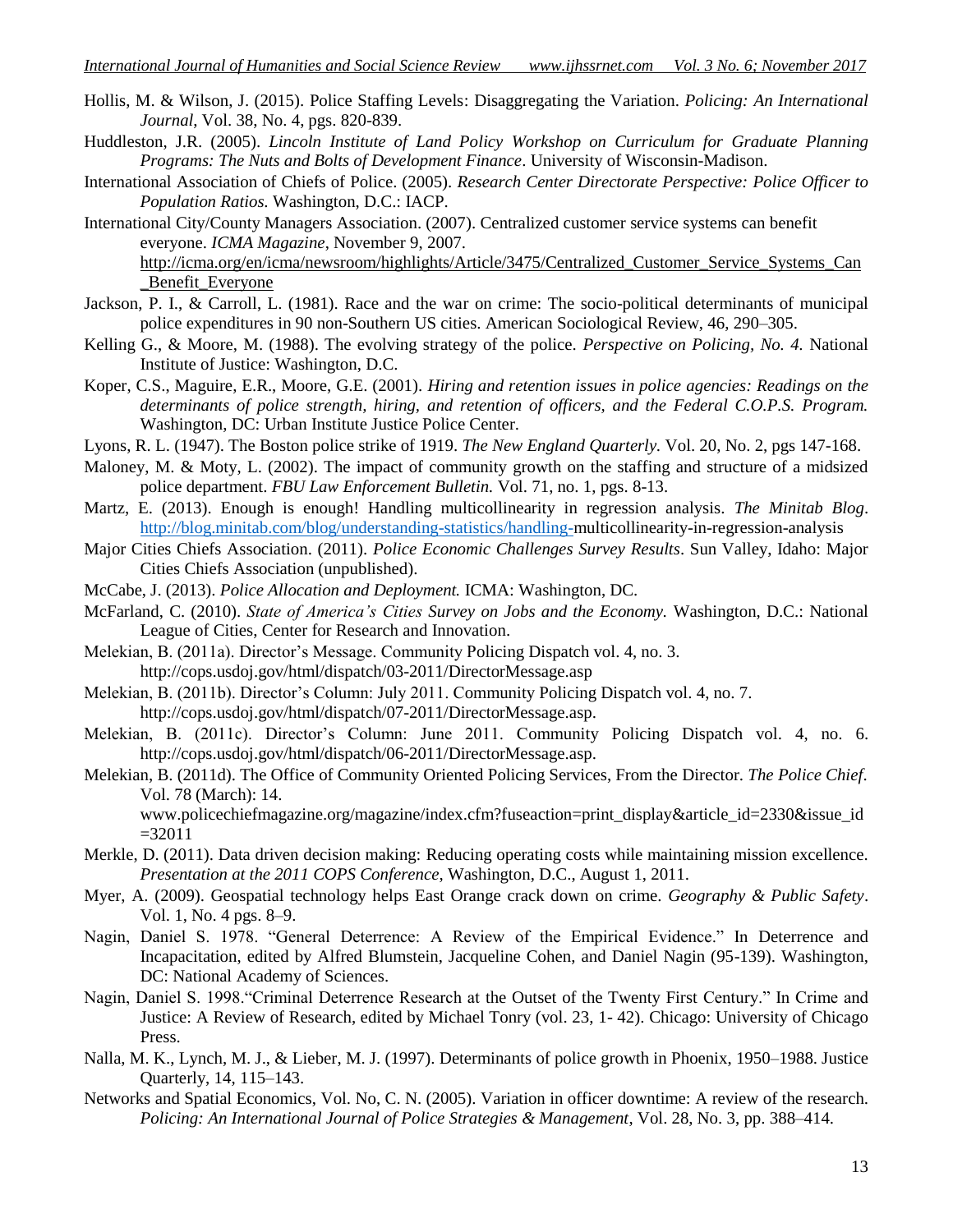Hollis, M. & Wilson, J. (2015). Police Staffing Levels: Disaggregating the Variation. *Policing: An International Journal*, Vol. 38, No. 4, pgs. 820-839.

Huddleston, J.R. (2005). *Lincoln Institute of Land Policy Workshop on Curriculum for Graduate Planning Programs: The Nuts and Bolts of Development Finance*. University of Wisconsin-Madison.

International Association of Chiefs of Police. (2005). *Research Center Directorate Perspective: Police Officer to Population Ratios.* Washington, D.C.: IACP.

International City/County Managers Association. (2007). Centralized customer service systems can benefit everyone. *ICMA Magazine*, November 9, 2007. http://icma.org/en/icma/newsroom/highlights/Article/3475/Centralized_Customer_Service_Systems_Can_Benefit_Everyone

Jackson, P. I., & Carroll, L. (1981). Race and the war on crime: The socio-political determinants of municipal police expenditures in 90 non-Southern US cities. American Sociological Review, 46, 290–305.

Kelling G., & Moore, M. (1988). The evolving strategy of the police. *Perspective on Policing, No. 4.* National Institute of Justice: Washington, D.C.

Koper, C.S., Maguire, E.R., Moore, G.E. (2001). *Hiring and retention issues in police agencies: Readings on the determinants of police strength, hiring, and retention of officers, and the Federal C.O.P.S. Program.* Washington, DC: Urban Institute Justice Police Center.

Lyons, R. L. (1947). The Boston police strike of 1919. *The New England Quarterly.* Vol. 20, No. 2, pgs 147-168.

Maloney, M. & Moty, L. (2002). The impact of community growth on the staffing and structure of a midsized police department. *FBU Law Enforcement Bulletin.* Vol. 71, no. 1, pgs. 8-13.

Martz, E. (2013). Enough is enough! Handling multicollinearity in regression analysis. *The Minitab Blog*. http://blog.minitab.com/blog/understanding-statistics/handling-multicollinearity-in-regression-analysis

Major Cities Chiefs Association. (2011). *Police Economic Challenges Survey Results*. Sun Valley, Idaho: Major Cities Chiefs Association (unpublished).

McCabe, J. (2013). *Police Allocation and Deployment.* ICMA: Washington, DC.

McFarland, C. (2010). *State of America's Cities Survey on Jobs and the Economy.* Washington, D.C.: National League of Cities, Center for Research and Innovation.

Melekian, B. (2011a). Director's Message. Community Policing Dispatch vol. 4, no. 3. http://cops.usdoj.gov/html/dispatch/03-2011/DirectorMessage.asp

Melekian, B. (2011b). Director's Column: July 2011. Community Policing Dispatch vol. 4, no. 7. http://cops.usdoj.gov/html/dispatch/07-2011/DirectorMessage.asp.

Melekian, B. (2011c). Director's Column: June 2011. Community Policing Dispatch vol. 4, no. 6. http://cops.usdoj.gov/html/dispatch/06-2011/DirectorMessage.asp.

Melekian, B. (2011d). The Office of Community Oriented Policing Services, From the Director. *The Police Chief*. Vol. 78 (March): 14. www.policechiefmagazine.org/magazine/index.cfm?fuseaction=print_display&article_id=2330&issue_id=32011

Merkle, D. (2011). Data driven decision making: Reducing operating costs while maintaining mission excellence. *Presentation at the 2011 COPS Conference*, Washington, D.C., August 1, 2011.

Myer, A. (2009). Geospatial technology helps East Orange crack down on crime. *Geography & Public Safety*. Vol. 1, No. 4 pgs. 8–9.

Nagin, Daniel S. 1978. "General Deterrence: A Review of the Empirical Evidence." In Deterrence and Incapacitation, edited by Alfred Blumstein, Jacqueline Cohen, and Daniel Nagin (95-139). Washington, DC: National Academy of Sciences.

Nagin, Daniel S. 1998."Criminal Deterrence Research at the Outset of the Twenty First Century." In Crime and Justice: A Review of Research, edited by Michael Tonry (vol. 23, 1- 42). Chicago: University of Chicago Press.

Nalla, M. K., Lynch, M. J., & Lieber, M. J. (1997). Determinants of police growth in Phoenix, 1950–1988. Justice Quarterly, 14, 115–143.

Networks and Spatial Economics, Vol. No, C. N. (2005). Variation in officer downtime: A review of the research. *Policing: An International Journal of Police Strategies & Management*, Vol. 28, No. 3, pp. 388–414.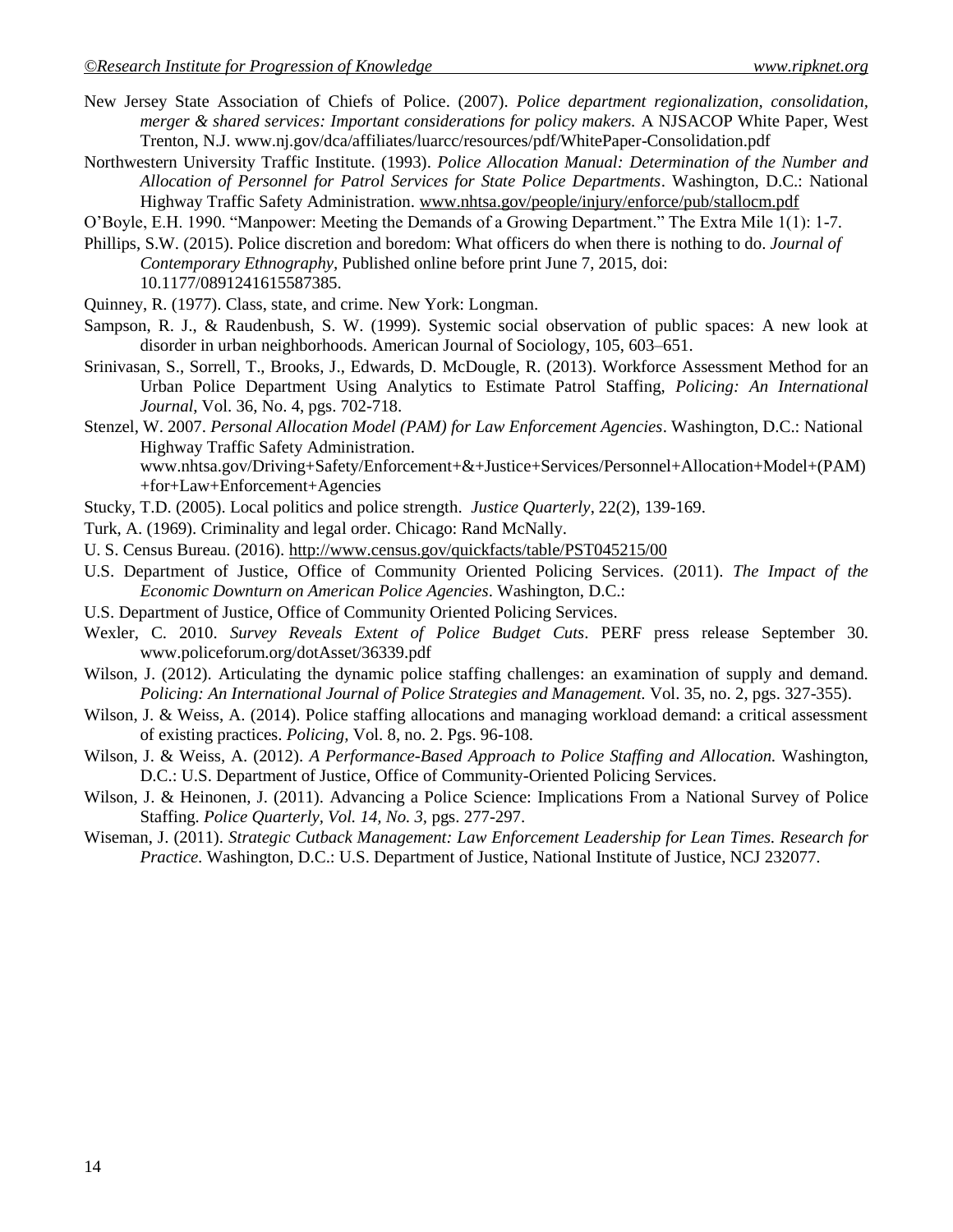New Jersey State Association of Chiefs of Police. (2007). *Police department regionalization, consolidation, merger & shared services: Important considerations for policy makers.* A NJSACOP White Paper, West Trenton, N.J. www.nj.gov/dca/affiliates/luarcc/resources/pdf/WhitePaper-Consolidation.pdf

Northwestern University Traffic Institute. (1993). *Police Allocation Manual: Determination of the Number and Allocation of Personnel for Patrol Services for State Police Departments*. Washington, D.C.: National Highway Traffic Safety Administration. www.nhtsa.gov/people/injury/enforce/pub/stallocm.pdf

O'Boyle, E.H. 1990. "Manpower: Meeting the Demands of a Growing Department." The Extra Mile 1(1): 1-7.

Phillips, S.W. (2015). Police discretion and boredom: What officers do when there is nothing to do. *Journal of Contemporary Ethnography,* Published online before print June 7, 2015, doi: 10.1177/0891241615587385.

Quinney, R. (1977). Class, state, and crime. New York: Longman.

Sampson, R. J., & Raudenbush, S. W. (1999). Systemic social observation of public spaces: A new look at disorder in urban neighborhoods. American Journal of Sociology, 105, 603–651.

Srinivasan, S., Sorrell, T., Brooks, J., Edwards, D. McDougle, R. (2013). Workforce Assessment Method for an Urban Police Department Using Analytics to Estimate Patrol Staffing, *Policing: An International Journal*, Vol. 36, No. 4, pgs. 702-718.

Stenzel, W. 2007. *Personal Allocation Model (PAM) for Law Enforcement Agencies*. Washington, D.C.: National Highway Traffic Safety Administration. www.nhtsa.gov/Driving+Safety/Enforcement+&+Justice+Services/Personnel+Allocation+Model+(PAM)+for+Law+Enforcement+Agencies

Stucky, T.D. (2005). Local politics and police strength. *Justice Quarterly*, 22(2), 139-169.

Turk, A. (1969). Criminality and legal order. Chicago: Rand McNally.

U. S. Census Bureau. (2016). http://www.census.gov/quickfacts/table/PST045215/00

U.S. Department of Justice, Office of Community Oriented Policing Services. (2011). *The Impact of the Economic Downturn on American Police Agencies*. Washington, D.C.:

U.S. Department of Justice, Office of Community Oriented Policing Services.

Wexler, C. 2010. *Survey Reveals Extent of Police Budget Cuts*. PERF press release September 30. www.policeforum.org/dotAsset/36339.pdf

Wilson, J. (2012). Articulating the dynamic police staffing challenges: an examination of supply and demand. *Policing: An International Journal of Police Strategies and Management*. Vol. 35, no. 2, pgs. 327-355).

Wilson, J. & Weiss, A. (2014). Police staffing allocations and managing workload demand: a critical assessment of existing practices. *Policing,* Vol. 8, no. 2. Pgs. 96-108.

Wilson, J. & Weiss, A. (2012). *A Performance-Based Approach to Police Staffing and Allocation.* Washington, D.C.: U.S. Department of Justice, Office of Community-Oriented Policing Services.

Wilson, J. & Heinonen, J. (2011). Advancing a Police Science: Implications From a National Survey of Police Staffing. *Police Quarterly, Vol. 14, No. 3,* pgs. 277-297.

Wiseman, J. (2011). *Strategic Cutback Management: Law Enforcement Leadership for Lean Times. Research for Practice.* Washington, D.C.: U.S. Department of Justice, National Institute of Justice, NCJ 232077.